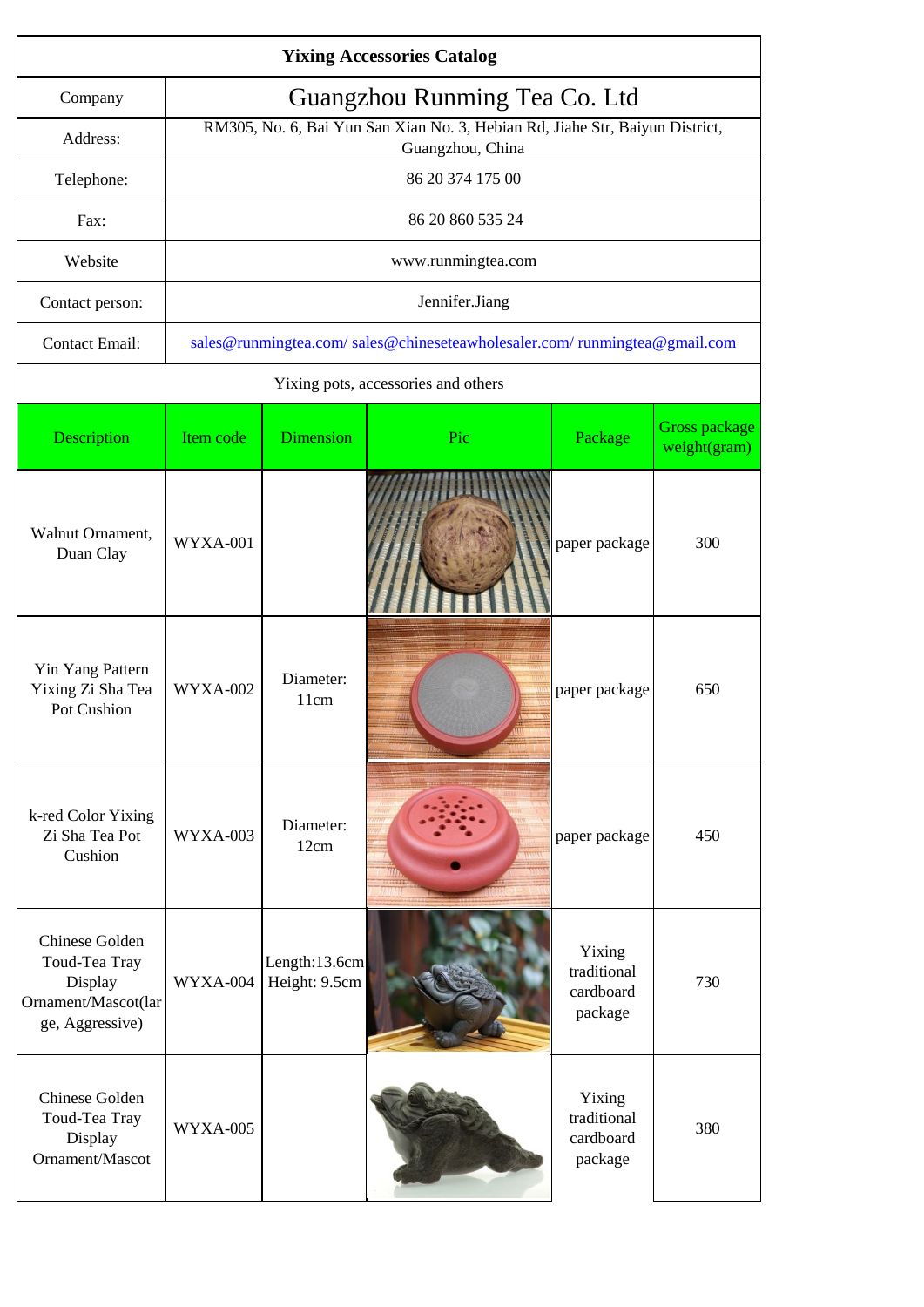# Yixing Accessories Catalog

| Company | Guangzhou Runming Tea Co. Ltd |
|---|---|
| Address: | RM305, No. 6, Bai Yun San Xian No. 3, Hebian Rd, Jiahe Str, Baiyun District, Guangzhou, China |
| Telephone: | 86 20 374 175 00 |
| Fax: | 86 20 860 535 24 |
| Website | www.runmingtea.com |
| Contact person: | Jennifer.Jiang |
| Contact Email: | sales@runmingtea.com/ sales@chineseteawholesaler.com/ runmingtea@gmail.com |

Yixing pots, accessories and others

| Description | Item code | Dimension | Pic | Package | Gross package weight(gram) |
|---|---|---|---|---|---|
| Walnut Ornament, Duan Clay | WYXA-001 | | | paper package | 300 |
| Yin Yang Pattern Yixing Zi Sha Tea Pot Cushion | WYXA-002 | Diameter: 11cm | | paper package | 650 |
| k-red Color Yixing Zi Sha Tea Pot Cushion | WYXA-003 | Diameter: 12cm | | paper package | 450 |
| Chinese Golden Toud-Tea Tray Display Ornament/Mascot(large, Aggressive) | WYXA-004 | Length:13.6cm Height: 9.5cm | | Yixing traditional cardboard package | 730 |
| Chinese Golden Toud-Tea Tray Display Ornament/Mascot | WYXA-005 | | | Yixing traditional cardboard package | 380 |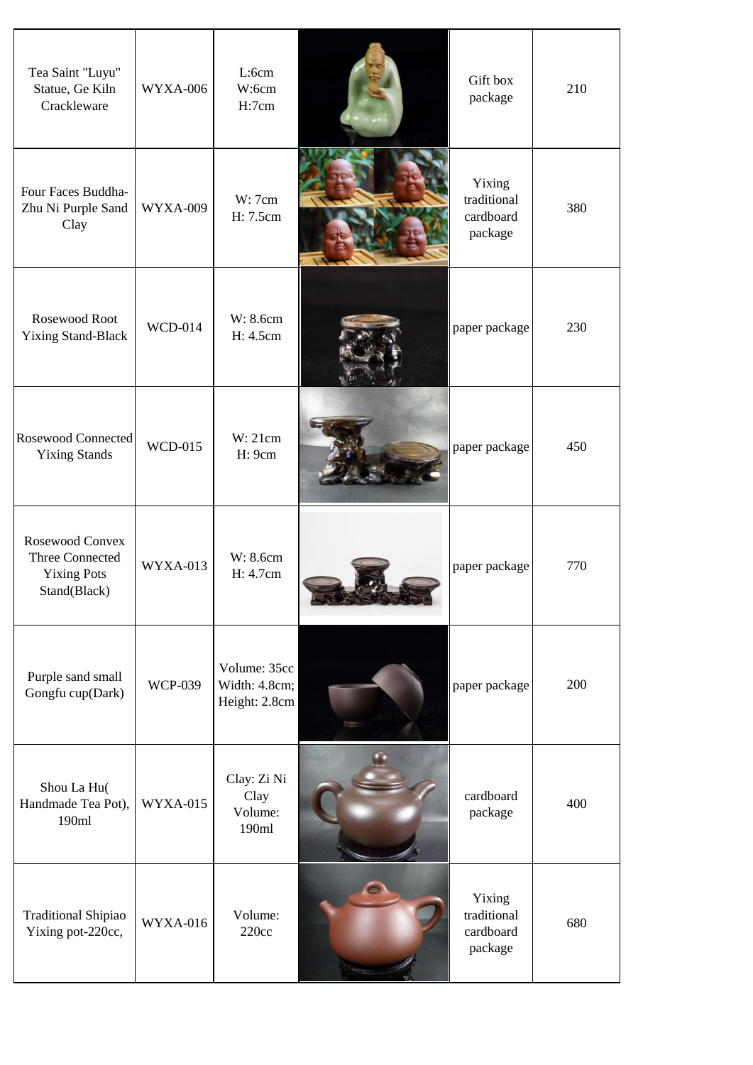| Tea Saint "Luyu" Statue, Ge Kiln Crackleware | WYXA-006 | L:6cm W:6cm H:7cm | | Gift box package | 210 |
|---|---|---|---|---|---|
| Four Faces Buddha-Zhu Ni Purple Sand Clay | WYXA-009 | W: 7cm H: 7.5cm | | Yixing traditional cardboard package | 380 |
| Rosewood Root Yixing Stand-Black | WCD-014 | W: 8.6cm H: 4.5cm | | paper package | 230 |
| Rosewood Connected Yixing Stands | WCD-015 | W: 21cm H: 9cm | | paper package | 450 |
| Rosewood Convex Three Connected Yixing Pots Stand(Black) | WYXA-013 | W: 8.6cm H: 4.7cm | | paper package | 770 |
| Purple sand small Gongfu cup(Dark) | WCP-039 | Volume: 35cc Width: 4.8cm; Height: 2.8cm | | paper package | 200 |
| Shou La Hu( Handmade Tea Pot), 190ml | WYXA-015 | Clay: Zi Ni Clay Volume: 190ml | | cardboard package | 400 |
| Traditional Shipiao Yixing pot-220cc, | WYXA-016 | Volume: 220cc | | Yixing traditional cardboard package | 680 |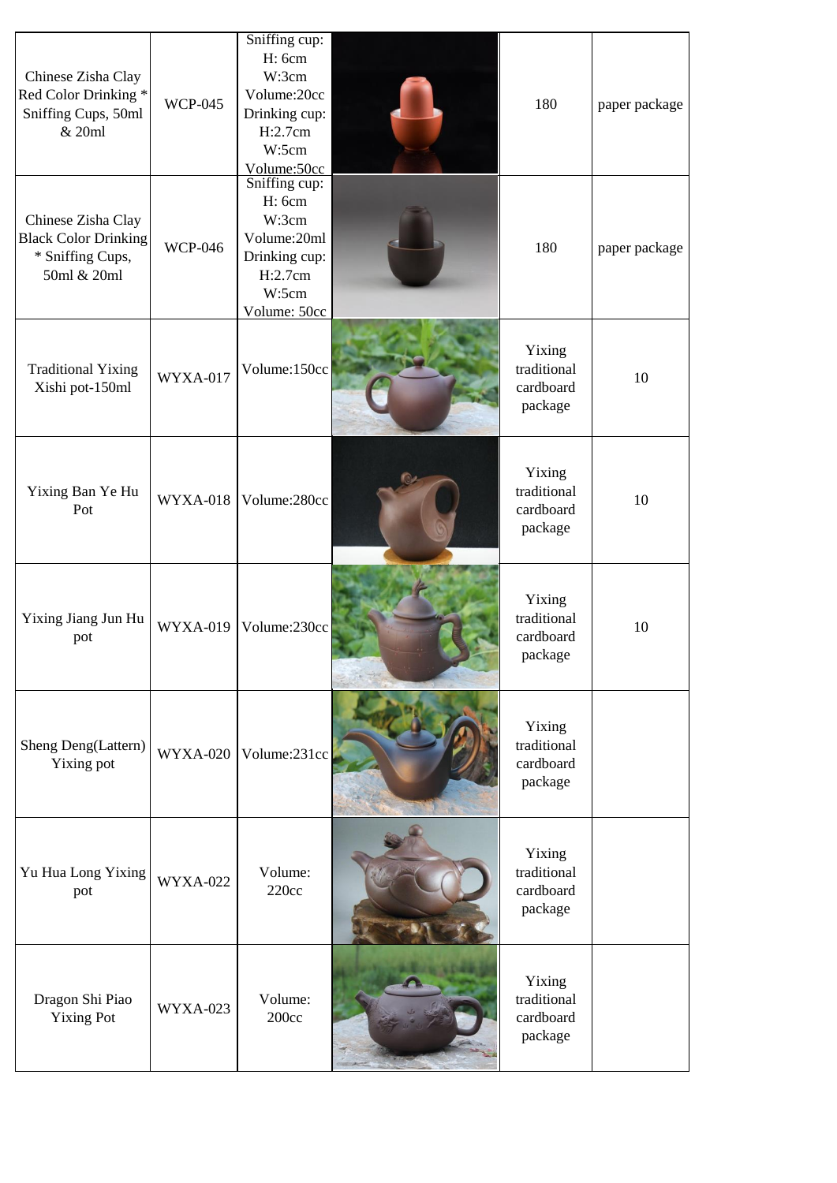| | | | | | |
|---|---|---|---|---|---|
| Chinese Zisha Clay Red Color Drinking * Sniffing Cups, 50ml & 20ml | WCP-045 | Sniffing cup: H: 6cm W:3cm Volume:20cc Drinking cup: H:2.7cm W:5cm Volume:50cc | | 180 | paper package |
| Chinese Zisha Clay Black Color Drinking * Sniffing Cups, 50ml & 20ml | WCP-046 | Sniffing cup: H: 6cm W:3cm Volume:20ml Drinking cup: H:2.7cm W:5cm Volume: 50cc | | 180 | paper package |
| Traditional Yixing Xishi pot-150ml | WYXA-017 | Volume:150cc | | Yixing traditional cardboard package | 10 |
| Yixing Ban Ye Hu Pot | WYXA-018 | Volume:280cc | | Yixing traditional cardboard package | 10 |
| Yixing Jiang Jun Hu pot | WYXA-019 | Volume:230cc | | Yixing traditional cardboard package | 10 |
| Sheng Deng(Lattern) Yixing pot | WYXA-020 | Volume:231cc | | Yixing traditional cardboard package | |
| Yu Hua Long Yixing pot | WYXA-022 | Volume: 220cc | | Yixing traditional cardboard package | |
| Dragon Shi Piao Yixing Pot | WYXA-023 | Volume: 200cc | | Yixing traditional cardboard package | |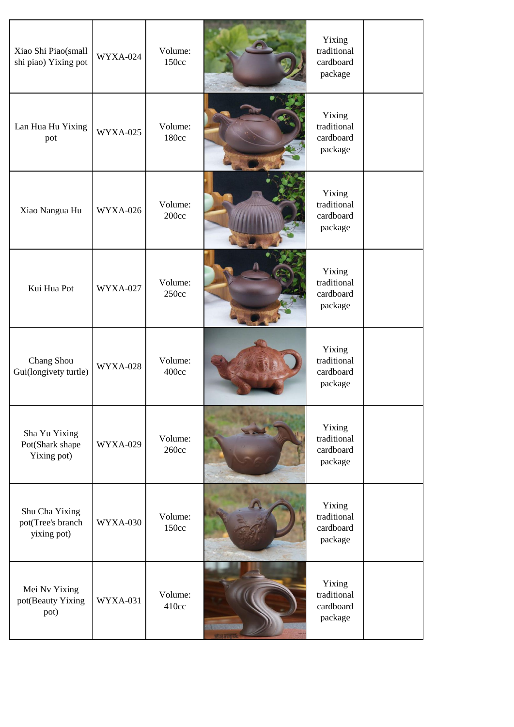| | | | | | |
|---|---|---|---|---|---|
| Xiao Shi Piao(small shi piao) Yixing pot | WYXA-024 | Volume: 150cc | | Yixing traditional cardboard package | |
| Lan Hua Hu Yixing pot | WYXA-025 | Volume: 180cc | | Yixing traditional cardboard package | |
| Xiao Nangua Hu | WYXA-026 | Volume: 200cc | | Yixing traditional cardboard package | |
| Kui Hua Pot | WYXA-027 | Volume: 250cc | | Yixing traditional cardboard package | |
| Chang Shou Gui(longivety turtle) | WYXA-028 | Volume: 400cc | | Yixing traditional cardboard package | |
| Sha Yu Yixing Pot(Shark shape Yixing pot) | WYXA-029 | Volume: 260cc | | Yixing traditional cardboard package | |
| Shu Cha Yixing pot(Tree's branch yixing pot) | WYXA-030 | Volume: 150cc | | Yixing traditional cardboard package | |
| Mei Nv Yixing pot(Beauty Yixing pot) | WYXA-031 | Volume: 410cc | | Yixing traditional cardboard package | |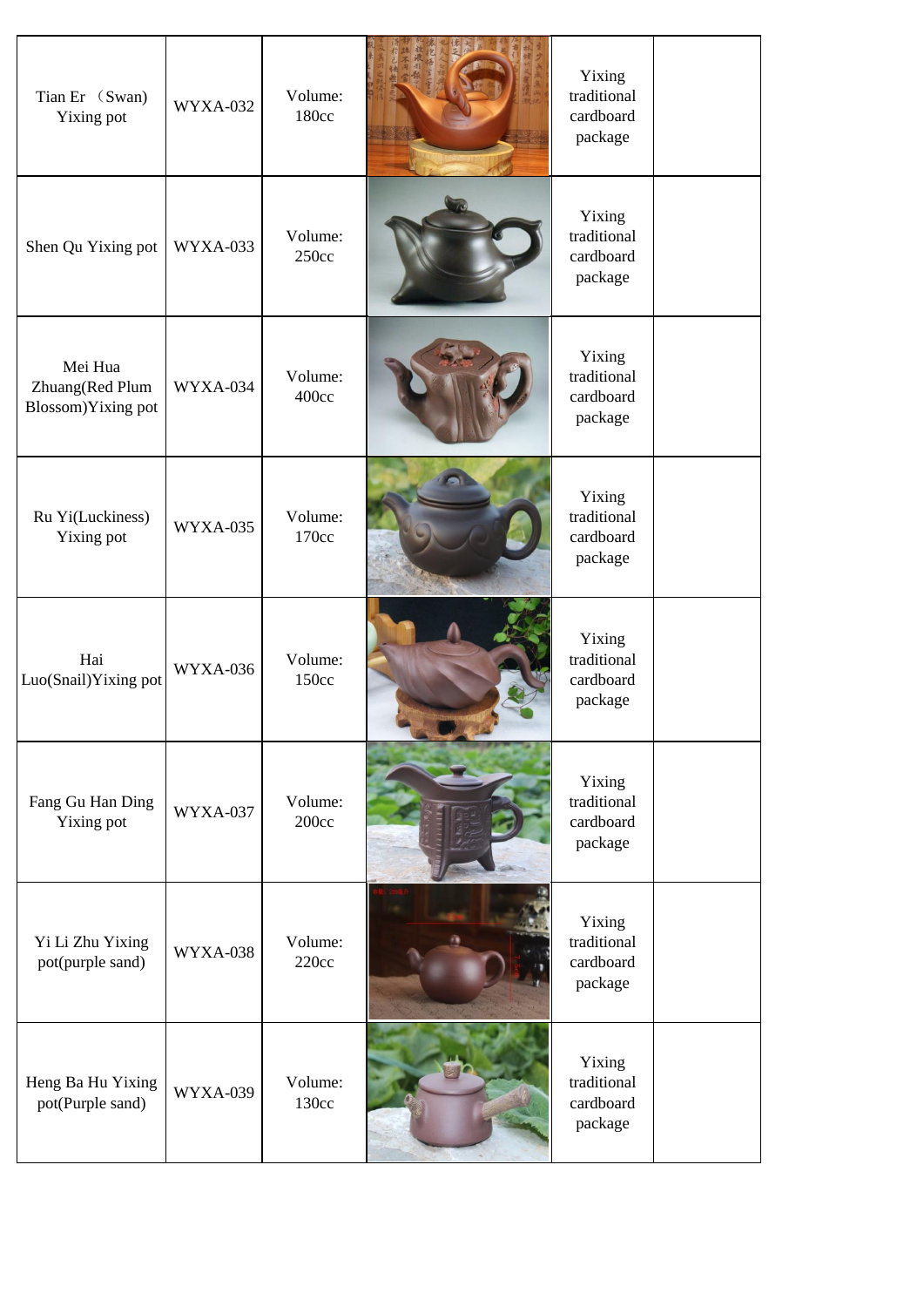| | | | | | |
|---|---|---|---|---|---|
| Tian Er （Swan) Yixing pot | WYXA-032 | Volume: 180cc | | Yixing traditional cardboard package | |
| Shen Qu Yixing pot | WYXA-033 | Volume: 250cc | | Yixing traditional cardboard package | |
| Mei Hua Zhuang(Red Plum Blossom)Yixing pot | WYXA-034 | Volume: 400cc | | Yixing traditional cardboard package | |
| Ru Yi(Luckiness) Yixing pot | WYXA-035 | Volume: 170cc | | Yixing traditional cardboard package | |
| Hai Luo(Snail)Yixing pot | WYXA-036 | Volume: 150cc | | Yixing traditional cardboard package | |
| Fang Gu Han Ding Yixing pot | WYXA-037 | Volume: 200cc | | Yixing traditional cardboard package | |
| Yi Li Zhu Yixing pot(purple sand) | WYXA-038 | Volume: 220cc | | Yixing traditional cardboard package | |
| Heng Ba Hu Yixing pot(Purple sand) | WYXA-039 | Volume: 130cc | | Yixing traditional cardboard package | |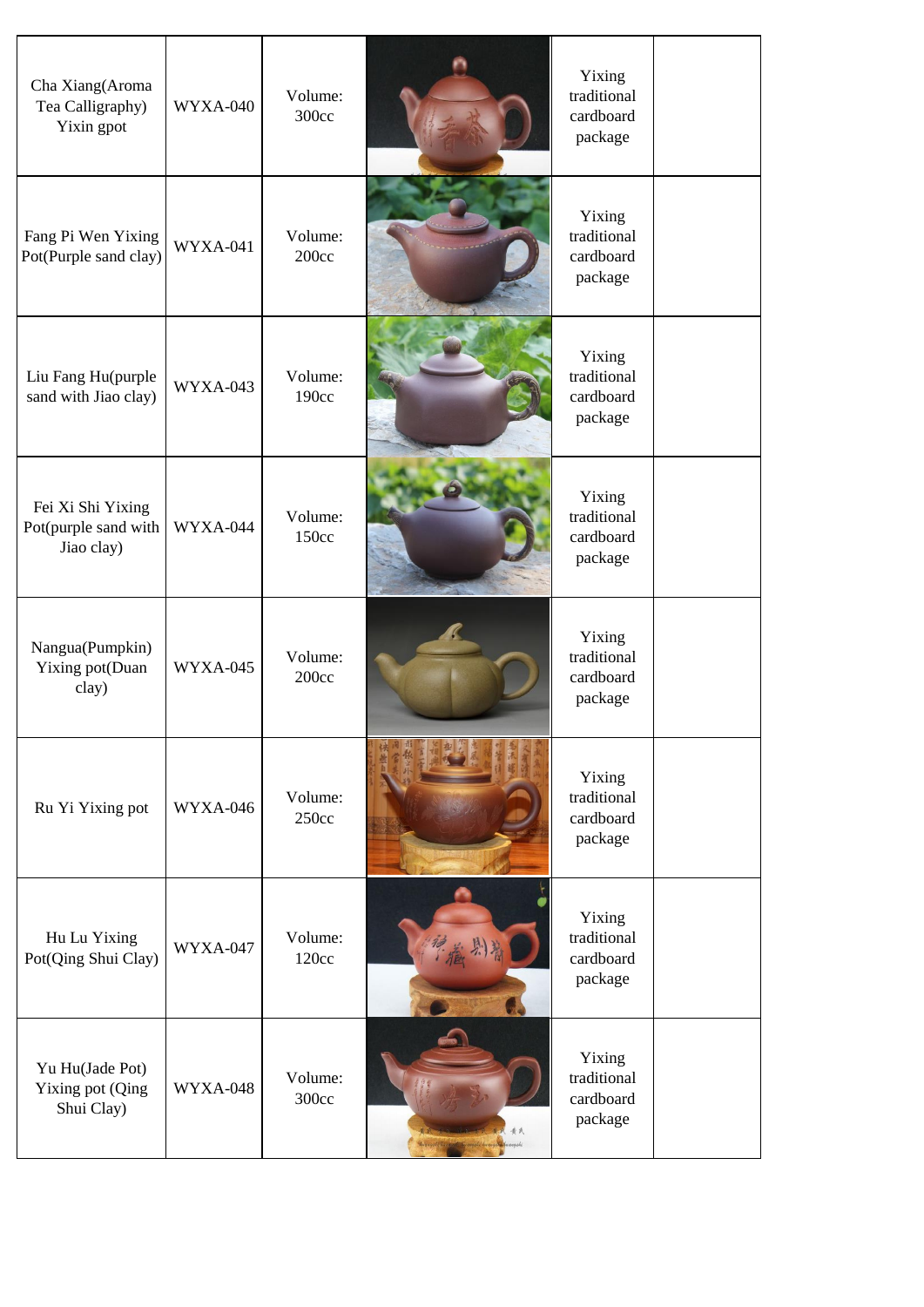| | | | | | |
|---|---|---|---|---|---|
| Cha Xiang(Aroma Tea Calligraphy) Yixin gpot | WYXA-040 | Volume: 300cc | | Yixing traditional cardboard package | |
| Fang Pi Wen Yixing Pot(Purple sand clay) | WYXA-041 | Volume: 200cc | | Yixing traditional cardboard package | |
| Liu Fang Hu(purple sand with Jiao clay) | WYXA-043 | Volume: 190cc | | Yixing traditional cardboard package | |
| Fei Xi Shi Yixing Pot(purple sand with Jiao clay) | WYXA-044 | Volume: 150cc | | Yixing traditional cardboard package | |
| Nangua(Pumpkin) Yixing pot(Duan clay) | WYXA-045 | Volume: 200cc | | Yixing traditional cardboard package | |
| Ru Yi Yixing pot | WYXA-046 | Volume: 250cc | | Yixing traditional cardboard package | |
| Hu Lu Yixing Pot(Qing Shui Clay) | WYXA-047 | Volume: 120cc | | Yixing traditional cardboard package | |
| Yu Hu(Jade Pot) Yixing pot (Qing Shui Clay) | WYXA-048 | Volume: 300cc | | Yixing traditional cardboard package | |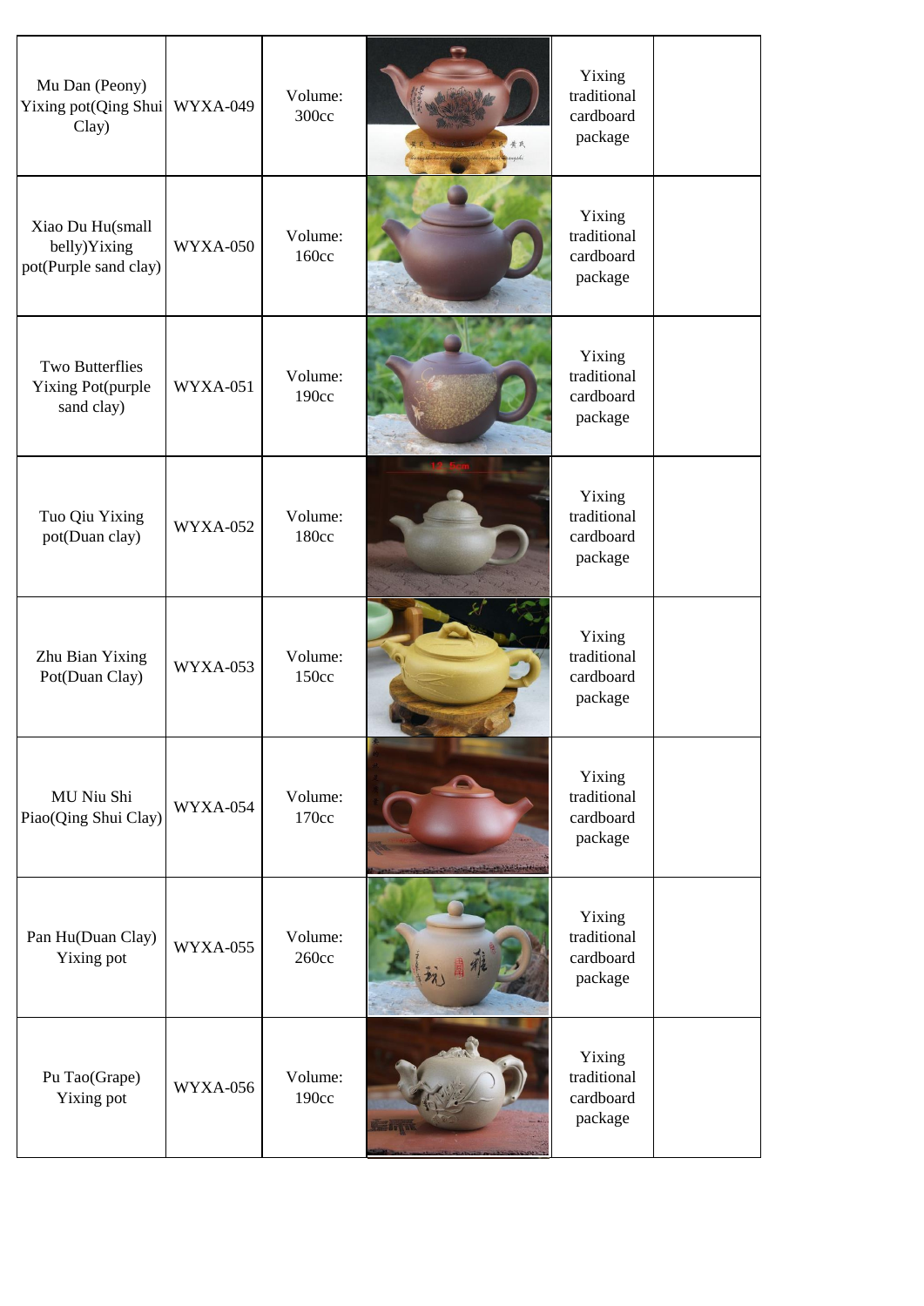| | | | | | |
|---|---|---|---|---|---|
| Mu Dan (Peony) Yixing pot(Qing Shui Clay) | WYXA-049 | Volume: 300cc | | Yixing traditional cardboard package | |
| Xiao Du Hu(small belly)Yixing pot(Purple sand clay) | WYXA-050 | Volume: 160cc | | Yixing traditional cardboard package | |
| Two Butterflies Yixing Pot(purple sand clay) | WYXA-051 | Volume: 190cc | | Yixing traditional cardboard package | |
| Tuo Qiu Yixing pot(Duan clay) | WYXA-052 | Volume: 180cc | | Yixing traditional cardboard package | |
| Zhu Bian Yixing Pot(Duan Clay) | WYXA-053 | Volume: 150cc | | Yixing traditional cardboard package | |
| MU Niu Shi Piao(Qing Shui Clay) | WYXA-054 | Volume: 170cc | | Yixing traditional cardboard package | |
| Pan Hu(Duan Clay) Yixing pot | WYXA-055 | Volume: 260cc | | Yixing traditional cardboard package | |
| Pu Tao(Grape) Yixing pot | WYXA-056 | Volume: 190cc | | Yixing traditional cardboard package | |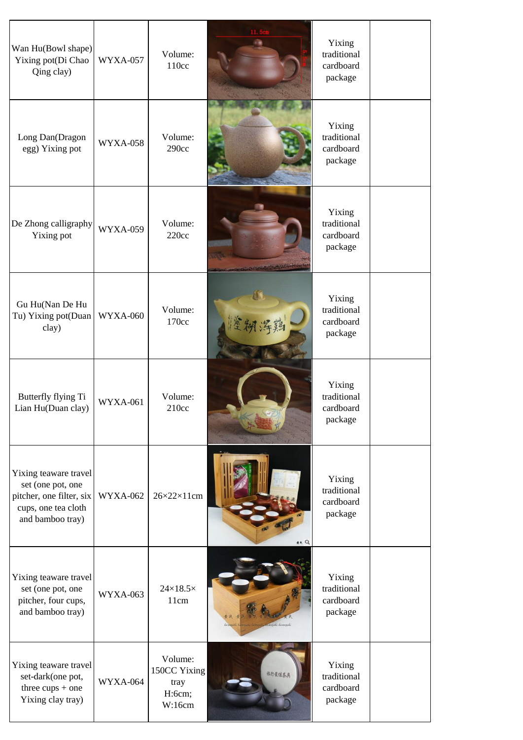| Wan Hu(Bowl shape) Yixing pot(Di Chao Qing clay) | WYXA-057 | Volume: 110cc | | Yixing traditional cardboard package | |
|---|---|---|---|---|---|
| Long Dan(Dragon egg) Yixing pot | WYXA-058 | Volume: 290cc | | Yixing traditional cardboard package | |
| De Zhong calligraphy Yixing pot | WYXA-059 | Volume: 220cc | | Yixing traditional cardboard package | |
| Gu Hu(Nan De Hu Tu) Yixing pot(Duan clay) | WYXA-060 | Volume: 170cc | | Yixing traditional cardboard package | |
| Butterfly flying Ti Lian Hu(Duan clay) | WYXA-061 | Volume: 210cc | | Yixing traditional cardboard package | |
| Yixing teaware travel set (one pot, one pitcher, one filter, six cups, one tea cloth and bamboo tray) | WYXA-062 | 26×22×11cm | | Yixing traditional cardboard package | |
| Yixing teaware travel set (one pot, one pitcher, four cups, and bamboo tray) | WYXA-063 | 24×18.5×11cm | | Yixing traditional cardboard package | |
| Yixing teaware travel set-dark(one pot, three cups + one Yixing clay tray) | WYXA-064 | Volume: 150CC Yixing tray H:6cm; W:16cm | | Yixing traditional cardboard package | |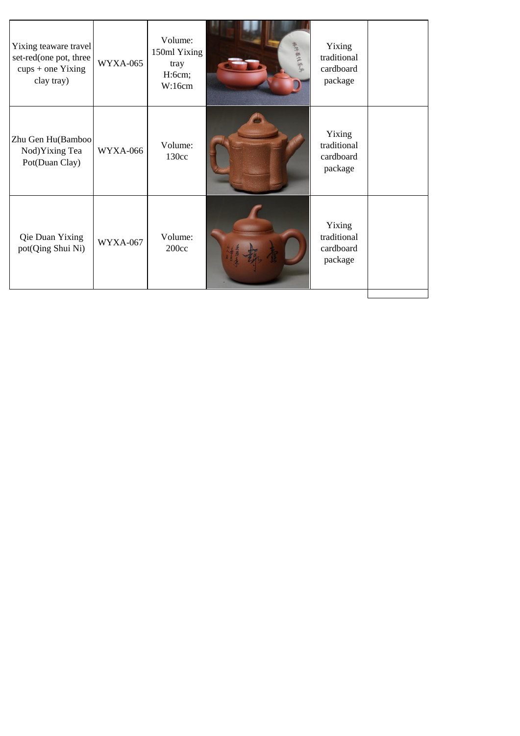| | | | | | |
|---|---|---|---|---|---|
| Yixing teaware travel set-red(one pot, three cups + one Yixing clay tray) | WYXA-065 | Volume: 150ml Yixing tray H:6cm; W:16cm | | Yixing traditional cardboard package | |
| Zhu Gen Hu(Bamboo Nod)Yixing Tea Pot(Duan Clay) | WYXA-066 | Volume: 130cc | | Yixing traditional cardboard package | |
| Qie Duan Yixing pot(Qing Shui Ni) | WYXA-067 | Volume: 200cc | | Yixing traditional cardboard package | |